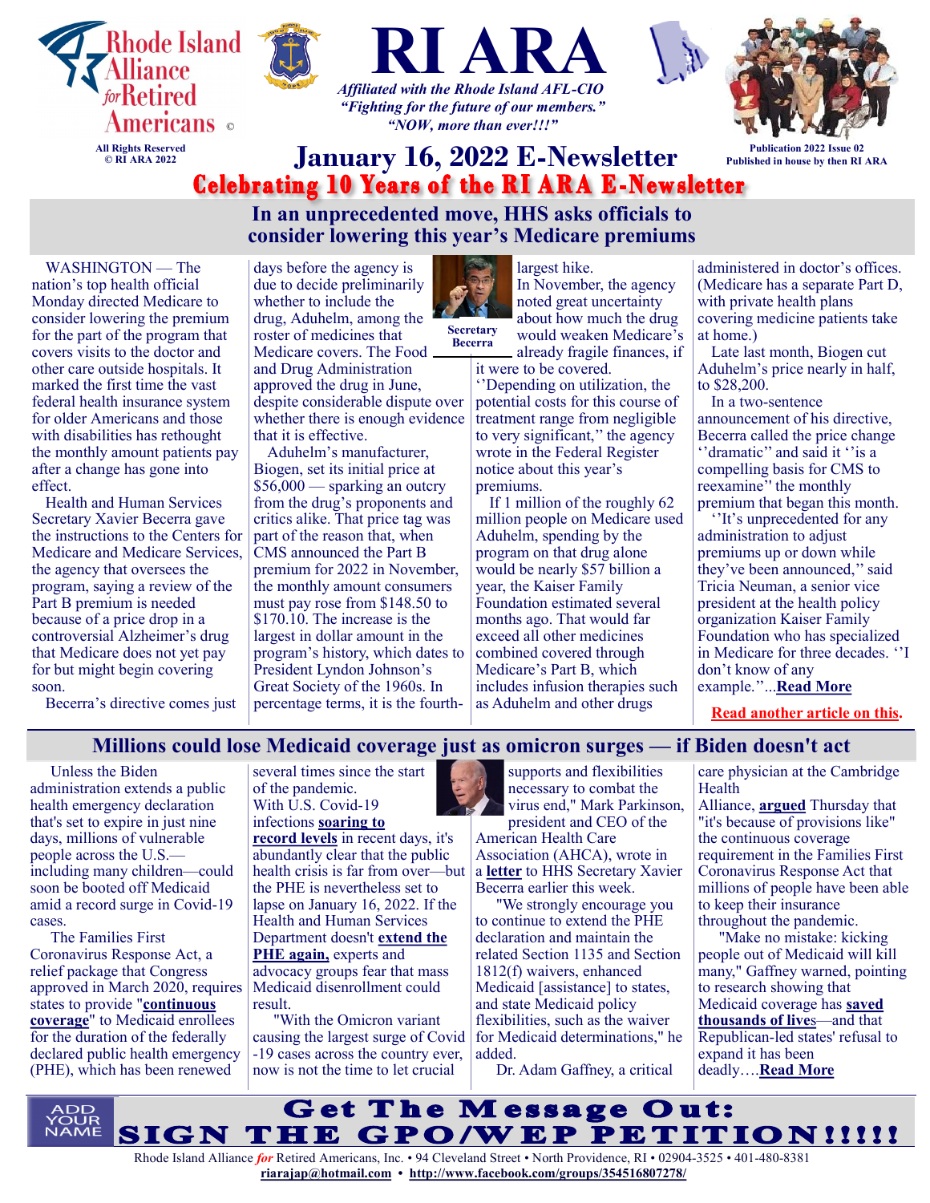Rhode Island Alliance for Retired Americans ©

All Rights Reserved
© RI ARA 2022

# RI ARA

*Affiliated with the Rhode Island AFL-CIO*
*"Fighting for the future of our members."*
*"NOW, more than ever!!!"*

Publication 2022 Issue 02
Published in house by then RI ARA

## January 16, 2022 E-Newsletter

**Celebrating 10 Years of the RI ARA E-Newsletter**

## In an unprecedented move, HHS asks officials to consider lowering this year's Medicare premiums

WASHINGTON — The nation's top health official Monday directed Medicare to consider lowering the premium for the part of the program that covers visits to the doctor and other care outside hospitals. It marked the first time the vast federal health insurance system for older Americans and those with disabilities has rethought the monthly amount patients pay after a change has gone into effect.

Health and Human Services Secretary Xavier Becerra gave the instructions to the Centers for Medicare and Medicare Services, the agency that oversees the program, saying a review of the Part B premium is needed because of a price drop in a controversial Alzheimer's drug that Medicare does not yet pay for but might begin covering soon.

Becerra's directive comes just days before the agency is due to decide preliminarily whether to include the drug, Aduhelm, among the roster of medicines that Medicare covers. The Food and Drug Administration approved the drug in June, despite considerable dispute over whether there is enough evidence that it is effective.

Aduhelm's manufacturer, Biogen, set its initial price at $56,000 — sparking an outcry from the drug's proponents and critics alike. That price tag was part of the reason that, when CMS announced the Part B premium for 2022 in November, the monthly amount consumers must pay rose from $148.50 to $170.10. The increase is the largest in dollar amount in the program's history, which dates to President Lyndon Johnson's Great Society of the 1960s. In percentage terms, it is the fourth-largest hike.

Secretary Becerra

In November, the agency noted great uncertainty about how much the drug would weaken Medicare's already fragile finances, if it were to be covered.

''Depending on utilization, the potential costs for this course of treatment range from negligible to very significant," the agency wrote in the Federal Register notice about this year's premiums.

If 1 million of the roughly 62 million people on Medicare used Aduhelm, spending by the program on that drug alone would be nearly $57 billion a year, the Kaiser Family Foundation estimated several months ago. That would far exceed all other medicines combined covered through Medicare's Part B, which includes infusion therapies such as Aduhelm and other drugs administered in doctor's offices. (Medicare has a separate Part D, with private health plans covering medicine patients take at home.)

Late last month, Biogen cut Aduhelm's price nearly in half, to $28,200.

In a two-sentence announcement of his directive, Becerra called the price change ''dramatic" and said it ''is a compelling basis for CMS to reexamine" the monthly premium that began this month.

''It's unprecedented for any administration to adjust premiums up or down while they've been announced," said Tricia Neuman, a senior vice president at the health policy organization Kaiser Family Foundation who has specialized in Medicare for three decades. ''I don't know of any example."...**Read More**

**Read another article on this.**

## Millions could lose Medicaid coverage just as omicron surges — if Biden doesn't act

Unless the Biden administration extends a public health emergency declaration that's set to expire in just nine days, millions of vulnerable people across the U.S.—including many children—could soon be booted off Medicaid amid a record surge in Covid-19 cases.

The Families First Coronavirus Response Act, a relief package that Congress approved in March 2020, requires states to provide "**continuous coverage**" to Medicaid enrollees for the duration of the federally declared public health emergency (PHE), which has been renewed several times since the start of the pandemic.

With U.S. Covid-19 infections **soaring to record levels** in recent days, it's abundantly clear that the public health crisis is far from over—but the PHE is nevertheless set to lapse on January 16, 2022. If the Health and Human Services Department doesn't **extend the PHE again,** experts and advocacy groups fear that mass Medicaid disenrollment could result.

"With the Omicron variant causing the largest surge of Covid-19 cases across the country ever, now is not the time to let crucial supports and flexibilities necessary to combat the virus end," Mark Parkinson, president and CEO of the American Health Care Association (AHCA), wrote in a **letter** to HHS Secretary Xavier Becerra earlier this week.

"We strongly encourage you to continue to extend the PHE declaration and maintain the related Section 1135 and Section 1812(f) waivers, enhanced Medicaid [assistance] to states, and state Medicaid policy flexibilities, such as the waiver for Medicaid determinations," he added.

Dr. Adam Gaffney, a critical care physician at the Cambridge Health Alliance, **argued** Thursday that "it's because of provisions like" the continuous coverage requirement in the Families First Coronavirus Response Act that millions of people have been able to keep their insurance throughout the pandemic.

"Make no mistake: kicking people out of Medicaid will kill many," Gaffney warned, pointing to research showing that Medicaid coverage has **saved thousands of lives**—and that Republican-led states' refusal to expand it has been deadly….**Read More**

ADD YOUR NAME

**Get The Message Out:**
**SIGN THE GPO/WEP PETITION!!!!!**

Rhode Island Alliance *for* Retired Americans, Inc. • 94 Cleveland Street • North Providence, RI • 02904-3525 • 401-480-8381
**riarajap@hotmail.com** • **http://www.facebook.com/groups/354516807278/**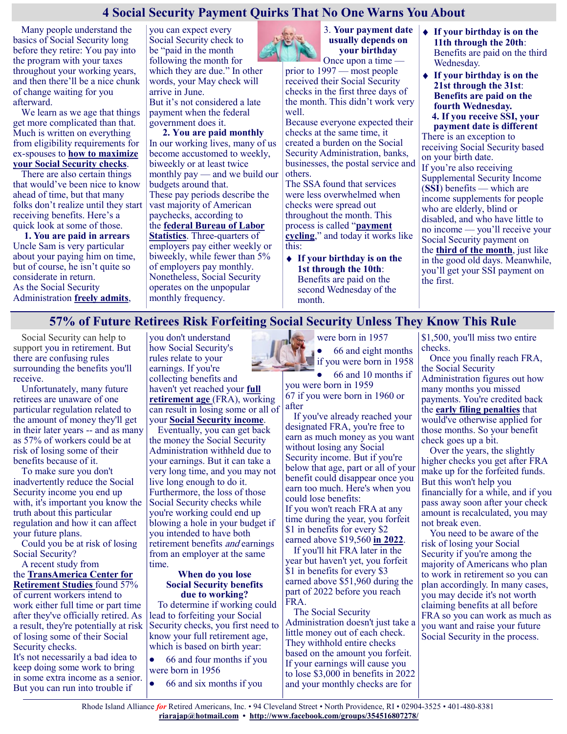# 4 Social Security Payment Quirks That No One Warns You About

Many people understand the basics of Social Security long before they retire: You pay into the program with your taxes throughout your working years, and then there'll be a nice chunk of change waiting for you afterward.

We learn as we age that things get more complicated than that. Much is written on everything from eligibility requirements for ex-spouses to **how to maximize your Social Security checks**.

There are also certain things that would've been nice to know ahead of time, but that many folks don't realize until they start receiving benefits. Here's a quick look at some of those.

**1. You are paid in arrears**

Uncle Sam is very particular about your paying him on time, but of course, he isn't quite so considerate in return.

As the Social Security Administration **freely admits**, you can expect every Social Security check to be "paid in the month following the month for which they are due." In other words, your May check will arrive in June.

But it's not considered a late payment when the federal government does it.

**2. You are paid monthly**

In our working lives, many of us become accustomed to weekly, biweekly or at least twice monthly pay — and we build our budgets around that.

These pay periods describe the vast majority of American paychecks, according to the **federal Bureau of Labor Statistics**. Three-quarters of employers pay either weekly or biweekly, while fewer than 5% of employers pay monthly.

Nonetheless, Social Security operates on the unpopular monthly frequency.

**3. Your payment date usually depends on your birthday**

Once upon a time — prior to 1997 — most people received their Social Security checks in the first three days of the month. This didn't work very well.

Because everyone expected their checks at the same time, it created a burden on the Social Security Administration, banks, businesses, the postal service and others.

The SSA found that services were less overwhelmed when checks were spread out throughout the month. This process is called "**payment cycling**," and today it works like this:

- **If your birthday is on the 1st through the 10th**: Benefits are paid on the second Wednesday of the month.
- **If your birthday is on the 11th through the 20th**: Benefits are paid on the third Wednesday.
- **If your birthday is on the 21st through the 31st**: **Benefits are paid on the fourth Wednesday.**

**4. If you receive SSI, your payment date is different**

There is an exception to receiving Social Security based on your birth date.

If you're also receiving Supplemental Security Income (**SSI**) benefits — which are income supplements for people who are elderly, blind or disabled, and who have little to no income — you'll receive your Social Security payment on the **third of the month**, just like in the good old days. Meanwhile, you'll get your SSI payment on the first.

# 57% of Future Retirees Risk Forfeiting Social Security Unless They Know This Rule

Social Security can help to support you in retirement. But there are confusing rules surrounding the benefits you'll receive.

Unfortunately, many future retirees are unaware of one particular regulation related to the amount of money they'll get in their later years -- and as many as 57% of workers could be at risk of losing some of their benefits because of it.

To make sure you don't inadvertently reduce the Social Security income you end up with, it's important you know the truth about this particular regulation and how it can affect your future plans.

Could you be at risk of losing Social Security?

A recent study from the **TransAmerica Center for Retirement Studies** found 57% of current workers intend to work either full time or part time after they've officially retired. As a result, they're potentially at risk of losing some of their Social Security checks.

It's not necessarily a bad idea to keep doing some work to bring in some extra income as a senior. But you can run into trouble if you don't understand how Social Security's rules relate to your earnings. If you're collecting benefits and haven't yet reached your **full retirement age** (FRA), working can result in losing some or all of your **Social Security income**.

Eventually, you can get back the money the Social Security Administration withheld due to your earnings. But it can take a very long time, and you may not live long enough to do it. Furthermore, the loss of those Social Security checks while you're working could end up blowing a hole in your budget if you intended to have both retirement benefits *and* earnings from an employer at the same time.

**When do you lose Social Security benefits due to working?**

To determine if working could lead to forfeiting your Social Security checks, you first need to know your full retirement age, which is based on birth year:

- 66 and four months if you were born in 1956
- 66 and six months if you were born in 1957
- 66 and eight months if you were born in 1958
- 66 and 10 months if you were born in 1959

67 if you were born in 1960 or after

If you've already reached your designated FRA, you're free to earn as much money as you want without losing any Social Security income. But if you're below that age, part or all of your benefit could disappear once you earn too much. Here's when you could lose benefits:

If you won't reach FRA at any time during the year, you forfeit $1 in benefits for every $2 earned above $19,560 **in 2022**.

If you'll hit FRA later in the year but haven't yet, you forfeit $1 in benefits for every $3 earned above $51,960 during the part of 2022 before you reach FRA.

The Social Security Administration doesn't just take a little money out of each check. They withhold entire checks based on the amount you forfeit. If your earnings will cause you to lose $3,000 in benefits in 2022 and your monthly checks are for $1,500, you'll miss two entire checks.

Once you finally reach FRA, the Social Security Administration figures out how many months you missed payments. You're credited back the **early filing penalties** that would've otherwise applied for those months. So your benefit check goes up a bit.

Over the years, the slightly higher checks you get after FRA make up for the forfeited funds. But this won't help you financially for a while, and if you pass away soon after your check amount is recalculated, you may not break even.

You need to be aware of the risk of losing your Social Security if you're among the majority of Americans who plan to work in retirement so you can plan accordingly. In many cases, you may decide it's not worth claiming benefits at all before FRA so you can work as much as you want and raise your future Social Security in the process.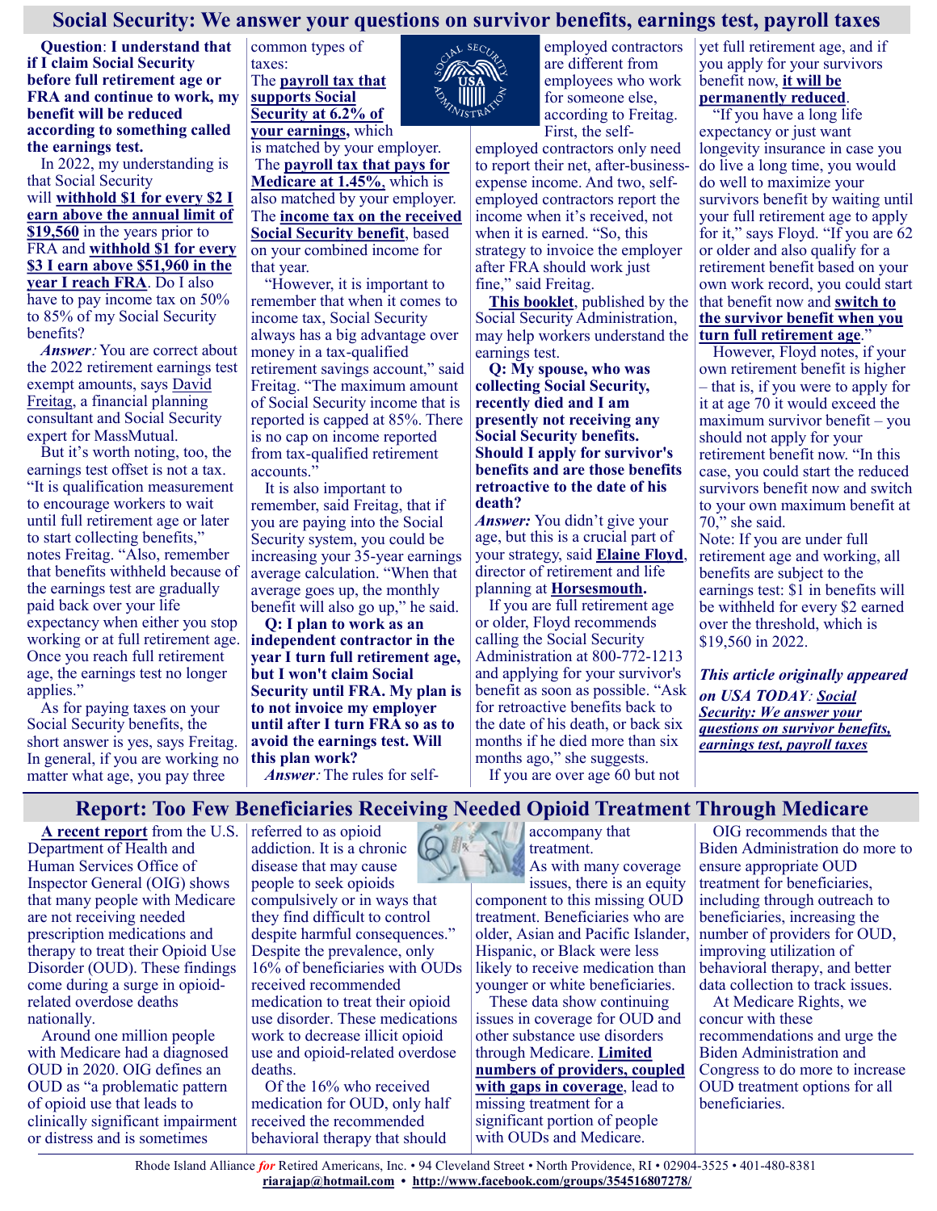## Social Security: We answer your questions on survivor benefits, earnings test, payroll taxes

**Question**: **I understand that if I claim Social Security before full retirement age or FRA and continue to work, my benefit will be reduced according to something called the earnings test.**

In 2022, my understanding is that Social Security will **withhold $1 for every $2 I earn above the annual limit of $19,560** in the years prior to FRA and **withhold $1 for every $3 I earn above $51,960 in the year I reach FRA**. Do I also have to pay income tax on 50% to 85% of my Social Security benefits?

***Answer****:* You are correct about the 2022 retirement earnings test exempt amounts, says David Freitag, a financial planning consultant and Social Security expert for MassMutual.

But it's worth noting, too, the earnings test offset is not a tax. "It is qualification measurement to encourage workers to wait until full retirement age or later to start collecting benefits," notes Freitag. "Also, remember that benefits withheld because of the earnings test are gradually paid back over your life expectancy when either you stop working or at full retirement age. Once you reach full retirement age, the earnings test no longer applies."

As for paying taxes on your Social Security benefits, the short answer is yes, says Freitag. In general, if you are working no matter what age, you pay three common types of taxes:

The **payroll tax that supports Social Security at 6.2% of your earnings,** which is matched by your employer.

The **payroll tax that pays for Medicare at 1.45%,** which is also matched by your employer.

The **income tax on the received Social Security benefit**, based on your combined income for that year.

"However, it is important to remember that when it comes to income tax, Social Security always has a big advantage over money in a tax-qualified retirement savings account," said Freitag. "The maximum amount of Social Security income that is reported is capped at 85%. There is no cap on income reported from tax-qualified retirement accounts."

It is also important to remember, said Freitag, that if you are paying into the Social Security system, you could be increasing your 35-year earnings average calculation. "When that average goes up, the monthly benefit will also go up," he said.

**Q: I plan to work as an independent contractor in the year I turn full retirement age, but I won't claim Social Security until FRA. My plan is to not invoice my employer until after I turn FRA so as to avoid the earnings test. Will this plan work?**

***Answer****:* The rules for self-employed contractors are different from employees who work for someone else, according to Freitag. First, the self-employed contractors only need to report their net, after-business-expense income. And two, self-employed contractors report the income when it's received, not when it is earned. "So, this strategy to invoice the employer after FRA should work just fine," said Freitag.

**This booklet**, published by the Social Security Administration, may help workers understand the earnings test.

**Q: My spouse, who was collecting Social Security, recently died and I am presently not receiving any Social Security benefits. Should I apply for survivor's benefits and are those benefits retroactive to the date of his death?**

***Answer:*** You didn't give your age, but this is a crucial part of your strategy, said **Elaine Floyd**, director of retirement and life planning at **Horsesmouth.**

If you are full retirement age or older, Floyd recommends calling the Social Security Administration at 800-772-1213 and applying for your survivor's benefit as soon as possible. "Ask for retroactive benefits back to the date of his death, or back six months if he died more than six months ago," she suggests.

If you are over age 60 but not yet full retirement age, and if you apply for your survivors benefit now, **it will be permanently reduced**.

"If you have a long life expectancy or just want longevity insurance in case you do live a long time, you would do well to maximize your survivors benefit by waiting until your full retirement age to apply for it," says Floyd. "If you are 62 or older and also qualify for a retirement benefit based on your own work record, you could start that benefit now and **switch to the survivor benefit when you turn full retirement age**."

However, Floyd notes, if your own retirement benefit is higher – that is, if you were to apply for it at age 70 it would exceed the maximum survivor benefit – you should not apply for your retirement benefit now. "In this case, you could start the reduced survivors benefit now and switch to your own maximum benefit at 70," she said.

Note: If you are under full retirement age and working, all benefits are subject to the earnings test: $1 in benefits will be withheld for every $2 earned over the threshold, which is $19,560 in 2022.

***This article originally appeared on USA TODAY****:* ***Social Security: We answer your questions on survivor benefits, earnings test, payroll taxes***

## Report: Too Few Beneficiaries Receiving Needed Opioid Treatment Through Medicare

**A recent report** from the U.S. Department of Health and Human Services Office of Inspector General (OIG) shows that many people with Medicare are not receiving needed prescription medications and therapy to treat their Opioid Use Disorder (OUD). These findings come during a surge in opioid-related overdose deaths nationally.

Around one million people with Medicare had a diagnosed OUD in 2020. OIG defines an OUD as "a problematic pattern of opioid use that leads to clinically significant impairment or distress and is sometimes referred to as opioid addiction. It is a chronic disease that may cause people to seek opioids compulsively or in ways that they find difficult to control despite harmful consequences." Despite the prevalence, only 16% of beneficiaries with OUDs received recommended medication to treat their opioid use disorder. These medications work to decrease illicit opioid use and opioid-related overdose deaths.

Of the 16% who received medication for OUD, only half received the recommended behavioral therapy that should accompany that treatment.

As with many coverage issues, there is an equity component to this missing OUD treatment. Beneficiaries who are older, Asian and Pacific Islander, Hispanic, or Black were less likely to receive medication than younger or white beneficiaries.

These data show continuing issues in coverage for OUD and other substance use disorders through Medicare. **Limited numbers of providers, coupled with gaps in coverage**, lead to missing treatment for a significant portion of people with OUDs and Medicare.

OIG recommends that the Biden Administration do more to ensure appropriate OUD treatment for beneficiaries, including through outreach to beneficiaries, increasing the number of providers for OUD, improving utilization of behavioral therapy, and better data collection to track issues.

At Medicare Rights, we concur with these recommendations and urge the Biden Administration and Congress to do more to increase OUD treatment options for all beneficiaries.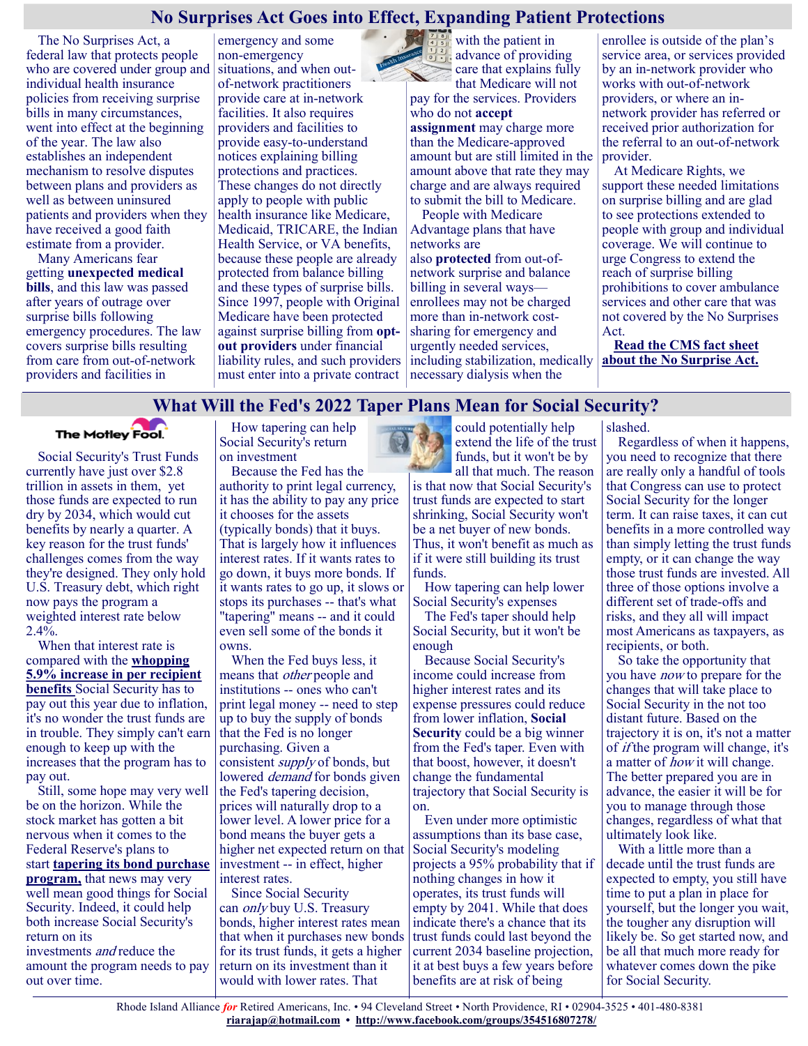# No Surprises Act Goes into Effect, Expanding Patient Protections

The No Surprises Act, a federal law that protects people who are covered under group and individual health insurance policies from receiving surprise bills in many circumstances, went into effect at the beginning of the year. The law also establishes an independent mechanism to resolve disputes between plans and providers as well as between uninsured patients and providers when they have received a good faith estimate from a provider.

Many Americans fear getting **unexpected medical bills**, and this law was passed after years of outrage over surprise bills following emergency procedures. The law covers surprise bills resulting from care from out-of-network providers and facilities in emergency and some non-emergency situations, and when out-of-network practitioners provide care at in-network facilities. It also requires providers and facilities to provide easy-to-understand notices explaining billing protections and practices. These changes do not directly apply to people with public health insurance like Medicare, Medicaid, TRICARE, the Indian Health Service, or VA benefits, because these people are already protected from balance billing and these types of surprise bills. Since 1997, people with Original Medicare have been protected against surprise billing from **opt-out providers** under financial liability rules, and such providers must enter into a private contract with the patient in advance of providing care that explains fully that Medicare will not pay for the services. Providers who do not **accept assignment** may charge more than the Medicare-approved amount but are still limited in the amount above that rate they may charge and are always required to submit the bill to Medicare.

People with Medicare Advantage plans that have networks are also **protected** from out-of-network surprise and balance billing in several ways—enrollees may not be charged more than in-network cost-sharing for emergency and urgently needed services, including stabilization, medically necessary dialysis when the enrollee is outside of the plan's service area, or services provided by an in-network provider who works with out-of-network providers, or where an in-network provider has referred or received prior authorization for the referral to an out-of-network provider.

At Medicare Rights, we support these needed limitations on surprise billing and are glad to see protections extended to people with group and individual coverage. We will continue to urge Congress to extend the reach of surprise billing prohibitions to cover ambulance services and other care that was not covered by the No Surprises Act.

**Read the CMS fact sheet about the No Surprise Act.**

# What Will the Fed's 2022 Taper Plans Mean for Social Security?

The Motley Fool.

Social Security's Trust Funds currently have just over $2.8 trillion in assets in them, yet those funds are expected to run dry by 2034, which would cut benefits by nearly a quarter. A key reason for the trust funds' challenges comes from the way they're designed. They only hold U.S. Treasury debt, which right now pays the program a weighted interest rate below 2.4%.

When that interest rate is compared with the **whopping 5.9% increase in per recipient benefits** Social Security has to pay out this year due to inflation, it's no wonder the trust funds are in trouble. They simply can't earn enough to keep up with the increases that the program has to pay out.

Still, some hope may very well be on the horizon. While the stock market has gotten a bit nervous when it comes to the Federal Reserve's plans to start **tapering its bond purchase program,** that news may very well mean good things for Social Security. Indeed, it could help both Social Security's return on its investments *and* reduce the amount the program needs to pay out over time.

How tapering can help Social Security's return on investment

Because the Fed has the authority to print legal currency, it has the ability to pay any price it chooses for the assets (typically bonds) that it buys. That is largely how it influences interest rates. If it wants rates to go down, it buys more bonds. If it wants rates to go up, it slows or stops its purchases -- that's what "tapering" means -- and it could even sell some of the bonds it owns.

When the Fed buys less, it means that *other* people and institutions -- ones who can't print legal money -- need to step up to buy the supply of bonds that the Fed is no longer purchasing. Given a consistent *supply* of bonds, but lowered *demand* for bonds given the Fed's tapering decision, prices will naturally drop to a lower level. A lower price for a bond means the buyer gets a higher net expected return on that investment -- in effect, higher interest rates.

Since Social Security can *only* buy U.S. Treasury bonds, higher interest rates mean that when it purchases new bonds for its trust funds, it gets a higher return on its investment than it would with lower rates. That could potentially help extend the life of the trust funds, but it won't be by all that much. The reason is that now that Social Security's trust funds are expected to start shrinking, Social Security won't be a net buyer of new bonds. Thus, it won't benefit as much as if it were still building its trust funds.

How tapering can help lower Social Security's expenses

The Fed's taper should help Social Security, but it won't be enough

Because Social Security's income could increase from higher interest rates and its expense pressures could reduce from lower inflation, **Social Security** could be a big winner from the Fed's taper. Even with that boost, however, it doesn't change the fundamental trajectory that Social Security is on.

Even under more optimistic assumptions than its base case, Social Security's modeling projects a 95% probability that if nothing changes in how it operates, its trust funds will empty by 2041. While that does indicate there's a chance that its trust funds could last beyond the current 2034 baseline projection, it at best buys a few years before benefits are at risk of being slashed.

Regardless of when it happens, you need to recognize that there are really only a handful of tools that Congress can use to protect Social Security for the longer term. It can raise taxes, it can cut benefits in a more controlled way than simply letting the trust funds empty, or it can change the way those trust funds are invested. All three of those options involve a different set of trade-offs and risks, and they all will impact most Americans as taxpayers, as recipients, or both.

So take the opportunity that you have *now* to prepare for the changes that will take place to Social Security in the not too distant future. Based on the trajectory it is on, it's not a matter of *if* the program will change, it's a matter of *how* it will change. The better prepared you are in advance, the easier it will be for you to manage through those changes, regardless of what that ultimately look like.

With a little more than a decade until the trust funds are expected to empty, you still have time to put a plan in place for yourself, but the longer you wait, the tougher any disruption will likely be. So get started now, and be all that much more ready for whatever comes down the pike for Social Security.

Rhode Island Alliance *for* Retired Americans, Inc. • 94 Cleveland Street • North Providence, RI • 02904-3525 • 401-480-8381
**riarajap@hotmail.com** • **http://www.facebook.com/groups/354516807278/**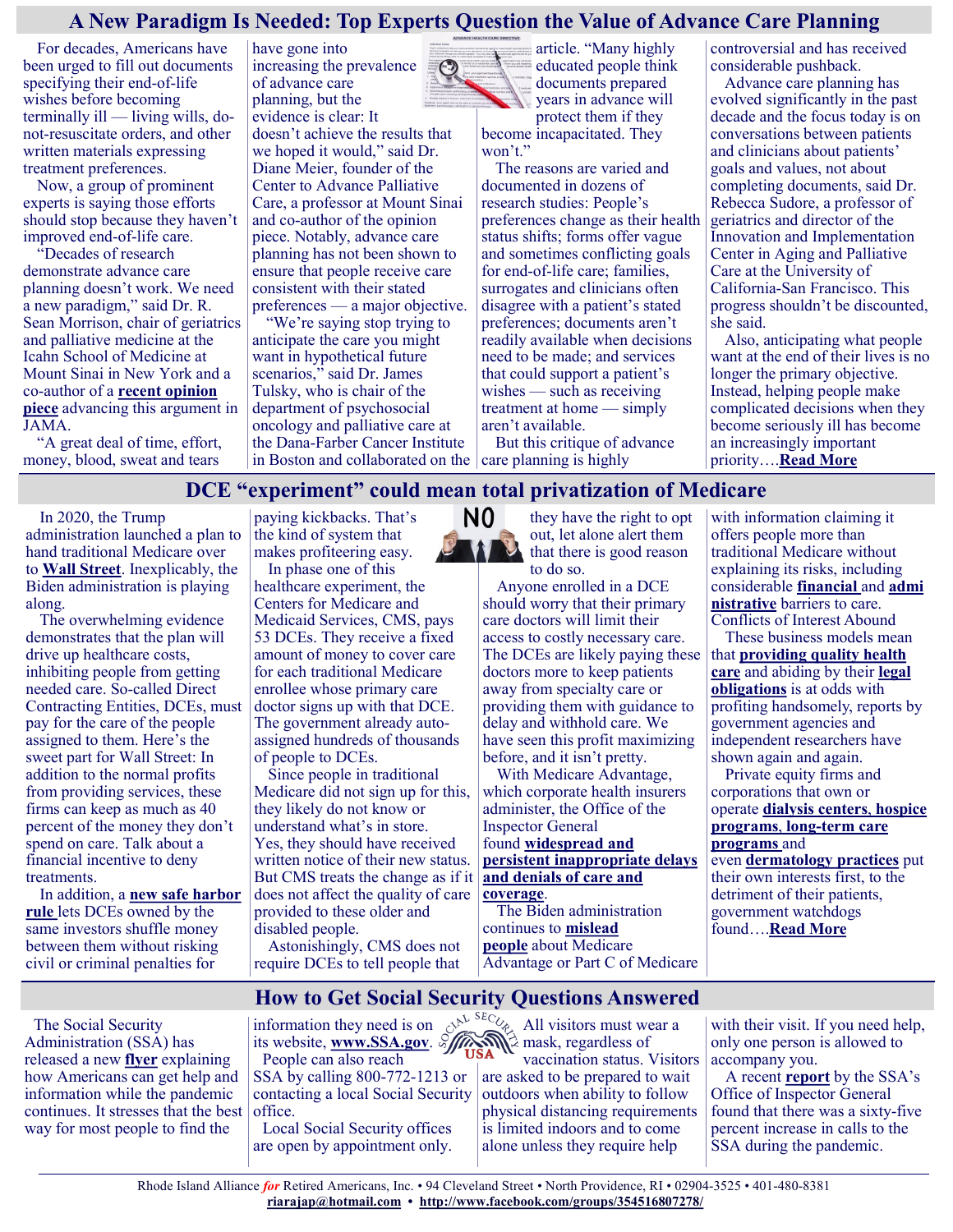## A New Paradigm Is Needed: Top Experts Question the Value of Advance Care Planning

For decades, Americans have been urged to fill out documents specifying their end-of-life wishes before becoming terminally ill — living wills, do-not-resuscitate orders, and other written materials expressing treatment preferences.

Now, a group of prominent experts is saying those efforts should stop because they haven't improved end-of-life care.

"Decades of research demonstrate advance care planning doesn't work. We need a new paradigm," said Dr. R. Sean Morrison, chair of geriatrics and palliative medicine at the Icahn School of Medicine at Mount Sinai in New York and a co-author of a **recent opinion piece** advancing this argument in JAMA.

"A great deal of time, effort, money, blood, sweat and tears have gone into increasing the prevalence of advance care planning, but the evidence is clear: It doesn't achieve the results that we hoped it would," said Dr. Diane Meier, founder of the Center to Advance Palliative Care, a professor at Mount Sinai and co-author of the opinion piece. Notably, advance care planning has not been shown to ensure that people receive care consistent with their stated preferences — a major objective.

"We're saying stop trying to anticipate the care you might want in hypothetical future scenarios," said Dr. James Tulsky, who is chair of the department of psychosocial oncology and palliative care at the Dana-Farber Cancer Institute in Boston and collaborated on the article. "Many highly educated people think documents prepared years in advance will protect them if they become incapacitated. They won't."

The reasons are varied and documented in dozens of research studies: People's preferences change as their health status shifts; forms offer vague and sometimes conflicting goals for end-of-life care; families, surrogates and clinicians often disagree with a patient's stated preferences; documents aren't readily available when decisions need to be made; and services that could support a patient's wishes — such as receiving treatment at home — simply aren't available.

But this critique of advance care planning is highly controversial and has received considerable pushback.

Advance care planning has evolved significantly in the past decade and the focus today is on conversations between patients and clinicians about patients' goals and values, not about completing documents, said Dr. Rebecca Sudore, a professor of geriatrics and director of the Innovation and Implementation Center in Aging and Palliative Care at the University of California-San Francisco. This progress shouldn't be discounted, she said.

Also, anticipating what people want at the end of their lives is no longer the primary objective. Instead, helping people make complicated decisions when they become seriously ill has become an increasingly important priority….**Read More**

## DCE "experiment" could mean total privatization of Medicare

In 2020, the Trump administration launched a plan to hand traditional Medicare over to **Wall Street**. Inexplicably, the Biden administration is playing along.

The overwhelming evidence demonstrates that the plan will drive up healthcare costs, inhibiting people from getting needed care. So-called Direct Contracting Entities, DCEs, must pay for the care of the people assigned to them. Here's the sweet part for Wall Street: In addition to the normal profits from providing services, these firms can keep as much as 40 percent of the money they don't spend on care. Talk about a financial incentive to deny treatments.

In addition, a **new safe harbor rule** lets DCEs owned by the same investors shuffle money between them without risking civil or criminal penalties for paying kickbacks. That's the kind of system that makes profiteering easy.

In phase one of this healthcare experiment, the Centers for Medicare and Medicaid Services, CMS, pays 53 DCEs. They receive a fixed amount of money to cover care for each traditional Medicare enrollee whose primary care doctor signs up with that DCE. The government already auto-assigned hundreds of thousands of people to DCEs.

Since people in traditional Medicare did not sign up for this, they likely do not know or understand what's in store. Yes, they should have received written notice of their new status. But CMS treats the change as if it does not affect the quality of care provided to these older and disabled people.

Astonishingly, CMS does not require DCEs to tell people that they have the right to opt out, let alone alert them that there is good reason to do so.

Anyone enrolled in a DCE should worry that their primary care doctors will limit their access to costly necessary care. The DCEs are likely paying these doctors more to keep patients away from specialty care or providing them with guidance to delay and withhold care. We have seen this profit maximizing before, and it isn't pretty.

With Medicare Advantage, which corporate health insurers administer, the Office of the Inspector General found **widespread and persistent inappropriate delays and denials of care and coverage**.

The Biden administration continues to **mislead people** about Medicare Advantage or Part C of Medicare with information claiming it offers people more than traditional Medicare without explaining its risks, including considerable **financial** and **administrative** barriers to care.

Conflicts of Interest Abound

These business models mean that **providing quality health care** and abiding by their **legal obligations** is at odds with profiting handsomely, reports by government agencies and independent researchers have shown again and again.

Private equity firms and corporations that own or operate **dialysis centers**, **hospice programs**, **long-term care programs** and even **dermatology practices** put their own interests first, to the detriment of their patients, government watchdogs found….**Read More**

## How to Get Social Security Questions Answered

The Social Security Administration (SSA) has released a new **flyer** explaining how Americans can get help and information while the pandemic continues. It stresses that the best way for most people to find the information they need is on its website, **www.SSA.gov**.

People can also reach SSA by calling 800-772-1213 or contacting a local Social Security office.

Local Social Security offices are open by appointment only. All visitors must wear a mask, regardless of vaccination status. Visitors are asked to be prepared to wait outdoors when ability to follow physical distancing requirements is limited indoors and to come alone unless they require help with their visit. If you need help, only one person is allowed to accompany you.

A recent **report** by the SSA's Office of Inspector General found that there was a sixty-five percent increase in calls to the SSA during the pandemic.

Rhode Island Alliance *for* Retired Americans, Inc. • 94 Cleveland Street • North Providence, RI • 02904-3525 • 401-480-8381
**riarajap@hotmail.com** • **http://www.facebook.com/groups/354516807278/**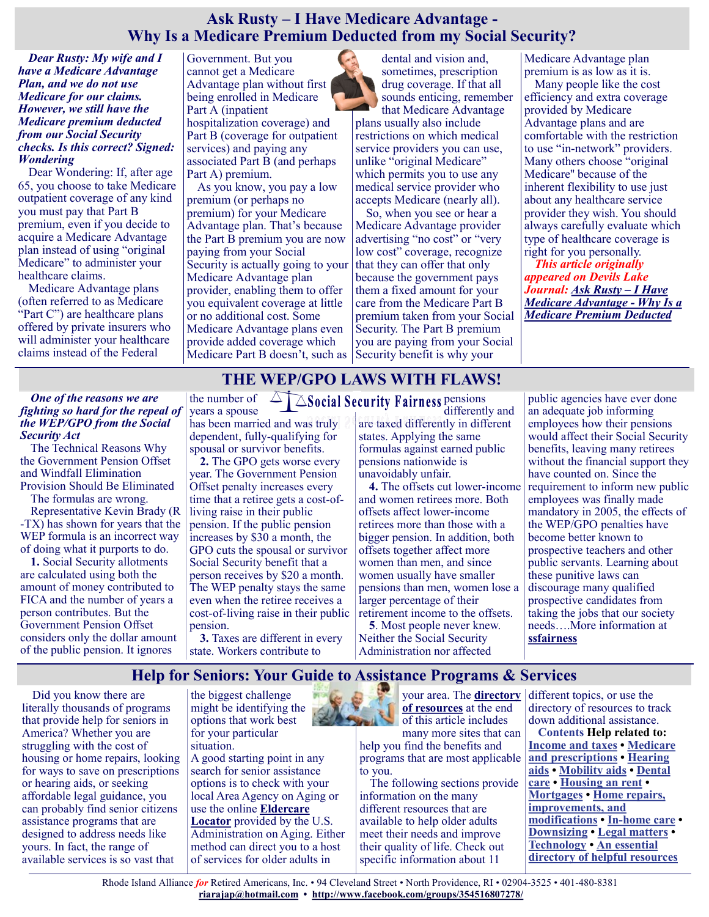# Ask Rusty – I Have Medicare Advantage - Why Is a Medicare Premium Deducted from my Social Security?

***Dear Rusty: My wife and I have a Medicare Advantage Plan, and we do not use Medicare for our claims. However, we still have the Medicare premium deducted from our Social Security checks. Is this correct? Signed: Wondering***

Dear Wondering: If, after age 65, you choose to take Medicare outpatient coverage of any kind you must pay that Part B premium, even if you decide to acquire a Medicare Advantage plan instead of using "original Medicare" to administer your healthcare claims.

Medicare Advantage plans (often referred to as Medicare "Part C") are healthcare plans offered by private insurers who will administer your healthcare claims instead of the Federal Government. But you cannot get a Medicare Advantage plan without first being enrolled in Medicare Part A (inpatient hospitalization coverage) and Part B (coverage for outpatient services) and paying any associated Part B (and perhaps Part A) premium.

As you know, you pay a low premium (or perhaps no premium) for your Medicare Advantage plan. That's because the Part B premium you are now paying from your Social Security is actually going to your Medicare Advantage plan provider, enabling them to offer you equivalent coverage at little or no additional cost. Some Medicare Advantage plans even provide added coverage which Medicare Part B doesn't, such as dental and vision and, sometimes, prescription drug coverage. If that all sounds enticing, remember that Medicare Advantage plans usually also include restrictions on which medical service providers you can use, unlike "original Medicare" which permits you to use any medical service provider who accepts Medicare (nearly all).

So, when you see or hear a Medicare Advantage provider advertising "no cost" or "very low cost" coverage, recognize that they can offer that only because the government pays them a fixed amount for your care from the Medicare Part B premium taken from your Social Security. The Part B premium you are paying from your Social Security benefit is why your Medicare Advantage plan premium is as low as it is.

Many people like the cost efficiency and extra coverage provided by Medicare Advantage plans and are comfortable with the restriction to use "in-network" providers. Many others choose "original Medicare" because of the inherent flexibility to use just about any healthcare service provider they wish. You should always carefully evaluate which type of healthcare coverage is right for you personally.

*This article originally appeared on Devils Lake Journal:* ***Ask Rusty – I Have Medicare Advantage - Why Is a Medicare Premium Deducted***

# THE WEP/GPO LAWS WITH FLAWS!

***One of the reasons we are fighting so hard for the repeal of the WEP/GPO from the Social Security Act***

The Technical Reasons Why the Government Pension Offset and Windfall Elimination Provision Should Be Eliminated

The formulas are wrong.

Representative Kevin Brady (R-TX) has shown for years that the WEP formula is an incorrect way of doing what it purports to do.

**1.** Social Security allotments are calculated using both the amount of money contributed to FICA and the number of years a person contributes. But the Government Pension Offset considers only the dollar amount of the public pension. It ignores the number of years a spouse has been married and was truly dependent, fully-qualifying for spousal or survivor benefits.

**2.** The GPO gets worse every year. The Government Pension Offset penalty increases every time that a retiree gets a cost-of-living raise in their public pension. If the public pension increases by $30 a month, the GPO cuts the spousal or survivor Social Security benefit that a person receives by $20 a month. The WEP penalty stays the same even when the retiree receives a cost-of-living raise in their public pension.

**3.** Taxes are different in every state. Workers contribute to pensions differently and are taxed differently in different states. Applying the same formulas against earned public pensions nationwide is unavoidably unfair.

**4.** The offsets cut lower-income and women retirees more. Both offsets affect lower-income retirees more than those with a bigger pension. In addition, both offsets together affect more women than men, and since women usually have smaller pensions than men, women lose a larger percentage of their retirement income to the offsets.

**5**. Most people never knew. Neither the Social Security Administration nor affected public agencies have ever done an adequate job informing employees how their pensions would affect their Social Security benefits, leaving many retirees without the financial support they have counted on. Since the requirement to inform new public employees was finally made mandatory in 2005, the effects of the WEP/GPO penalties have become better known to prospective teachers and other public servants. Learning about these punitive laws can discourage many qualified prospective candidates from taking the jobs that our society needs….More information at **ssfairness**

# Help for Seniors: Your Guide to Assistance Programs & Services

Did you know there are literally thousands of programs that provide help for seniors in America? Whether you are struggling with the cost of housing or home repairs, looking for ways to save on prescriptions or hearing aids, or seeking affordable legal guidance, you can probably find senior citizens assistance programs that are designed to address needs like yours. In fact, the range of available services is so vast that the biggest challenge might be identifying the options that work best for your particular situation.

A good starting point in any search for senior assistance options is to check with your local Area Agency on Aging or use the online **Eldercare Locator** provided by the U.S. Administration on Aging. Either method can direct you to a host of services for older adults in your area. The **directory of resources** at the end of this article includes many more sites that can help you find the benefits and programs that are most applicable to you.

The following sections provide information on the many different resources that are available to help older adults meet their needs and improve their quality of life. Check out specific information about 11 different topics, or use the directory of resources to track down additional assistance.

**Contents Help related to:**
**Income and taxes** • **Medicare and prescriptions** • **Hearing aids** • **Mobility aids** • **Dental care** • **Housing an rent** • **Mortgages** • **Home repairs, improvements, and modifications** • **In-home care** • **Downsizing** • **Legal matters** • **Technology** • **An essential directory of helpful resources**

Rhode Island Alliance *for* Retired Americans, Inc. • 94 Cleveland Street • North Providence, RI • 02904-3525 • 401-480-8381
**riarajap@hotmail.com** • **http://www.facebook.com/groups/354516807278/**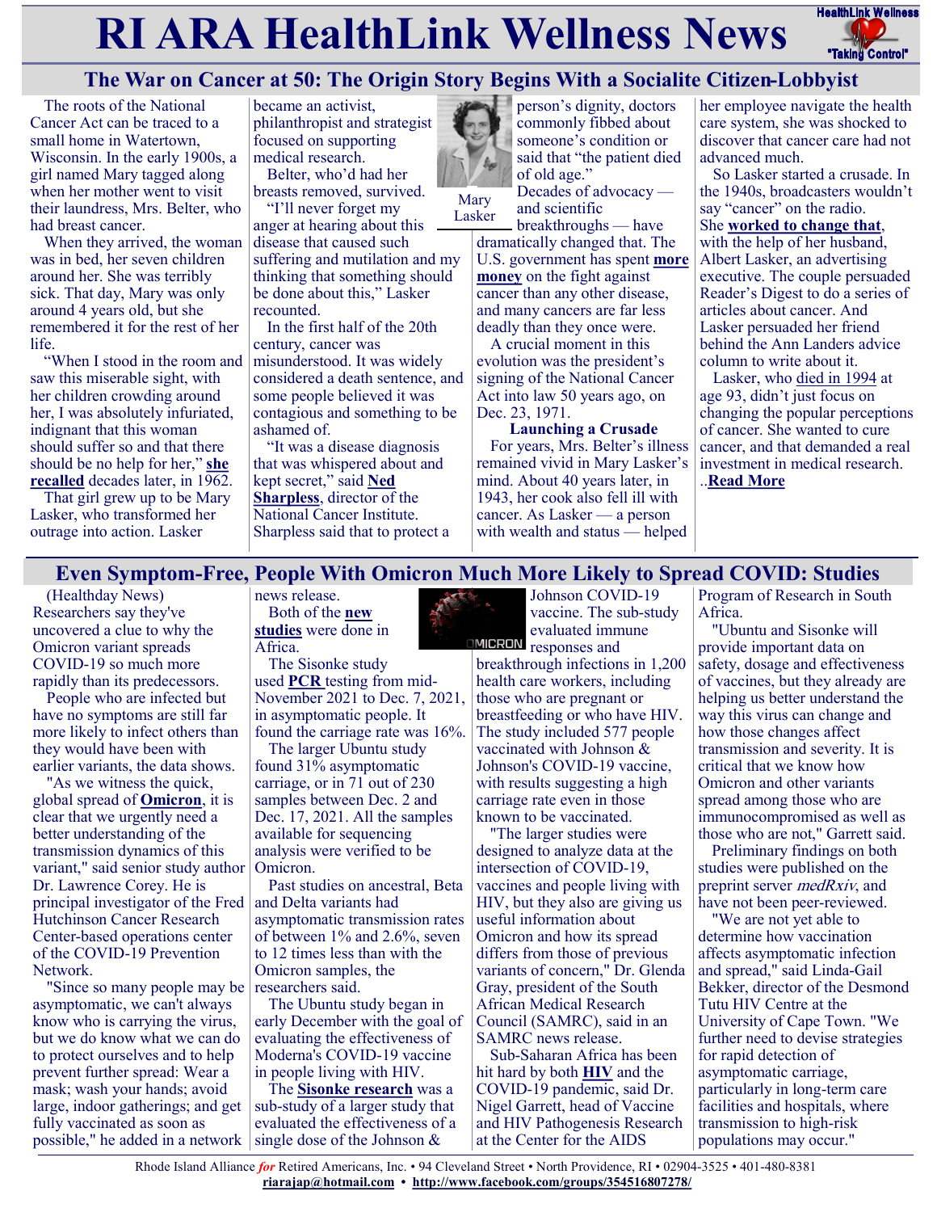## The War on Cancer at 50: The Origin Story Begins With a Socialite Citizen-Lobbyist

The roots of the National Cancer Act can be traced to a small home in Watertown, Wisconsin. In the early 1900s, a girl named Mary tagged along when her mother went to visit their laundress, Mrs. Belter, who had breast cancer.

When they arrived, the woman was in bed, her seven children around her. She was terribly sick. That day, Mary was only around 4 years old, but she remembered it for the rest of her life.

"When I stood in the room and saw this miserable sight, with her children crowding around her, I was absolutely infuriated, indignant that this woman should suffer so and that there should be no help for her," **she recalled** decades later, in 1962.

That girl grew up to be Mary Lasker, who transformed her outrage into action. Lasker became an activist, philanthropist and strategist focused on supporting medical research.

Belter, who'd had her breasts removed, survived.

"I'll never forget my anger at hearing about this disease that caused such suffering and mutilation and my thinking that something should be done about this," Lasker recounted.

In the first half of the 20th century, cancer was misunderstood. It was widely considered a death sentence, and some people believed it was contagious and something to be ashamed of.

"It was a disease diagnosis that was whispered about and kept secret," said **Ned Sharpless**, director of the National Cancer Institute. Sharpless said that to protect a person's dignity, doctors commonly fibbed about someone's condition or said that "the patient died of old age."

Mary Lasker

Decades of advocacy — and scientific breakthroughs — have dramatically changed that. The U.S. government has spent **more money** on the fight against cancer than any other disease, and many cancers are far less deadly than they once were.

A crucial moment in this evolution was the president's signing of the National Cancer Act into law 50 years ago, on Dec. 23, 1971.

### Launching a Crusade

For years, Mrs. Belter's illness remained vivid in Mary Lasker's mind. About 40 years later, in 1943, her cook also fell ill with cancer. As Lasker — a person with wealth and status — helped her employee navigate the health care system, she was shocked to discover that cancer care had not advanced much.

So Lasker started a crusade. In the 1940s, broadcasters wouldn't say "cancer" on the radio. She **worked to change that**, with the help of her husband, Albert Lasker, an advertising executive. The couple persuaded Reader's Digest to do a series of articles about cancer. And Lasker persuaded her friend behind the Ann Landers advice column to write about it.

Lasker, who died in 1994 at age 93, didn't just focus on changing the popular perceptions of cancer. She wanted to cure cancer, and that demanded a real investment in medical research. ..**Read More**

## Even Symptom-Free, People With Omicron Much More Likely to Spread COVID: Studies

(Healthday News) Researchers say they've uncovered a clue to why the Omicron variant spreads COVID-19 so much more rapidly than its predecessors.

People who are infected but have no symptoms are still far more likely to infect others than they would have been with earlier variants, the data shows.

"As we witness the quick, global spread of **Omicron**, it is clear that we urgently need a better understanding of the transmission dynamics of this variant," said senior study author Dr. Lawrence Corey. He is principal investigator of the Fred Hutchinson Cancer Research Center-based operations center of the COVID-19 Prevention Network.

"Since so many people may be asymptomatic, we can't always know who is carrying the virus, but we do know what we can do to protect ourselves and to help prevent further spread: Wear a mask; wash your hands; avoid large, indoor gatherings; and get fully vaccinated as soon as possible," he added in a network news release.

Both of the **new studies** were done in Africa.

The Sisonke study used **PCR** testing from mid-November 2021 to Dec. 7, 2021, in asymptomatic people. It found the carriage rate was 16%.

The larger Ubuntu study found 31% asymptomatic carriage, or in 71 out of 230 samples between Dec. 2 and Dec. 17, 2021. All the samples available for sequencing analysis were verified to be Omicron.

Past studies on ancestral, Beta and Delta variants had asymptomatic transmission rates of between 1% and 2.6%, seven to 12 times less than with the Omicron samples, the researchers said.

The Ubuntu study began in early December with the goal of evaluating the effectiveness of Moderna's COVID-19 vaccine in people living with HIV.

The **Sisonke research** was a sub-study of a larger study that evaluated the effectiveness of a single dose of the Johnson & Johnson COVID-19 vaccine. The sub-study evaluated immune responses and breakthrough infections in 1,200 health care workers, including those who are pregnant or breastfeeding or who have HIV. The study included 577 people vaccinated with Johnson & Johnson's COVID-19 vaccine, with results suggesting a high carriage rate even in those known to be vaccinated.

"The larger studies were designed to analyze data at the intersection of COVID-19, vaccines and people living with HIV, but they also are giving us useful information about Omicron and how its spread differs from those of previous variants of concern," Dr. Glenda Gray, president of the South African Medical Research Council (SAMRC), said in an SAMRC news release.

Sub-Saharan Africa has been hit hard by both **HIV** and the COVID-19 pandemic, said Dr. Nigel Garrett, head of Vaccine and HIV Pathogenesis Research at the Center for the AIDS Program of Research in South Africa.

"Ubuntu and Sisonke will provide important data on safety, dosage and effectiveness of vaccines, but they already are helping us better understand the way this virus can change and how those changes affect transmission and severity. It is critical that we know how Omicron and other variants spread among those who are immunocompromised as well as those who are not," Garrett said.

Preliminary findings on both studies were published on the preprint server *medRxiv*, and have not been peer-reviewed.

"We are not yet able to determine how vaccination affects asymptomatic infection and spread," said Linda-Gail Bekker, director of the Desmond Tutu HIV Centre at the University of Cape Town. "We further need to devise strategies for rapid detection of asymptomatic carriage, particularly in long-term care facilities and hospitals, where transmission to high-risk populations may occur."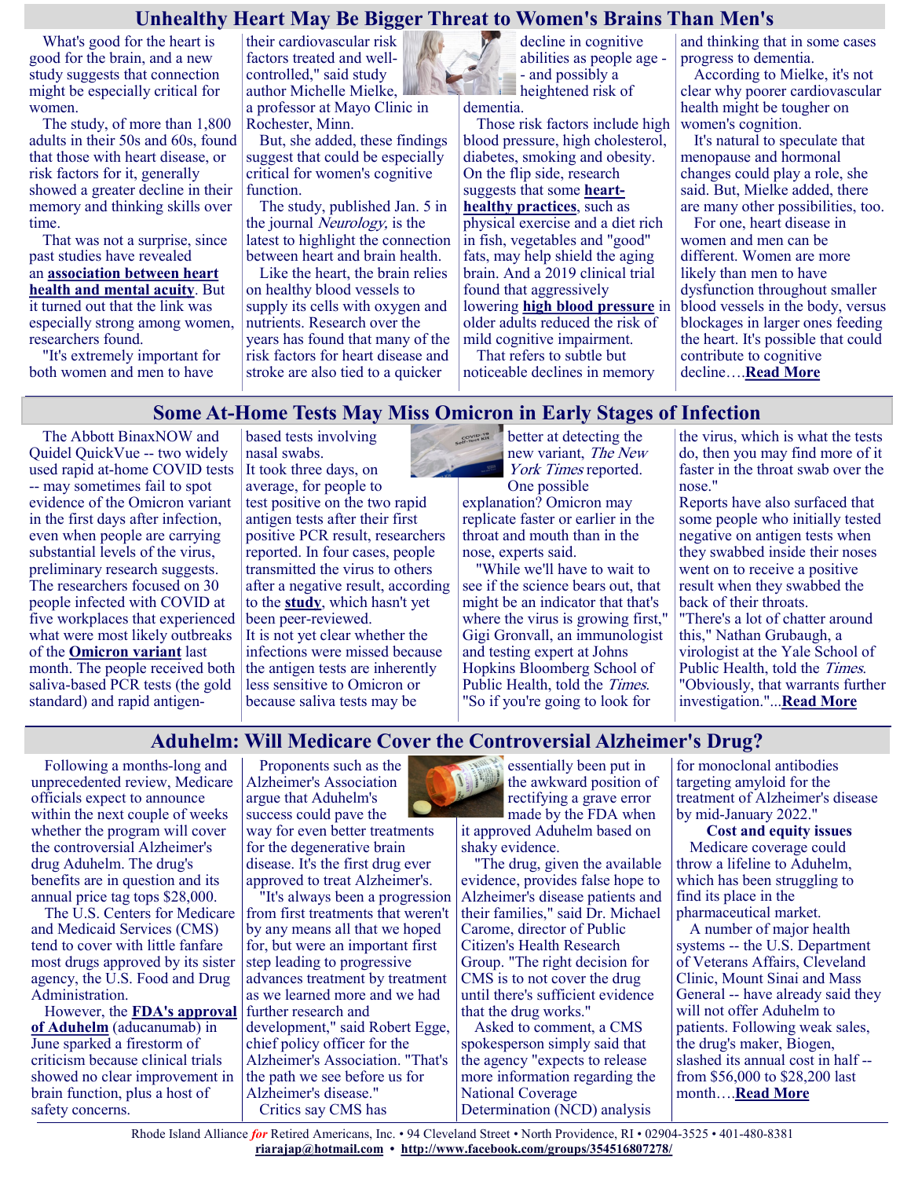## Unhealthy Heart May Be Bigger Threat to Women's Brains Than Men's

What's good for the heart is good for the brain, and a new study suggests that connection might be especially critical for women.

The study, of more than 1,800 adults in their 50s and 60s, found that those with heart disease, or risk factors for it, generally showed a greater decline in their memory and thinking skills over time.

That was not a surprise, since past studies have revealed an **association between heart health and mental acuity**. But it turned out that the link was especially strong among women, researchers found.

"It's extremely important for both women and men to have their cardiovascular risk factors treated and well-controlled," said study author Michelle Mielke, a professor at Mayo Clinic in Rochester, Minn.

But, she added, these findings suggest that could be especially critical for women's cognitive function.

The study, published Jan. 5 in the journal *Neurology,* is the latest to highlight the connection between heart and brain health.

Like the heart, the brain relies on healthy blood vessels to supply its cells with oxygen and nutrients. Research over the years has found that many of the risk factors for heart disease and stroke are also tied to a quicker decline in cognitive abilities as people age -- and possibly a heightened risk of dementia.

Those risk factors include high blood pressure, high cholesterol, diabetes, smoking and obesity. On the flip side, research suggests that some **heart-healthy practices**, such as physical exercise and a diet rich in fish, vegetables and "good" fats, may help shield the aging brain. And a 2019 clinical trial found that aggressively lowering **high blood pressure** in older adults reduced the risk of mild cognitive impairment.

That refers to subtle but noticeable declines in memory and thinking that in some cases progress to dementia.

According to Mielke, it's not clear why poorer cardiovascular health might be tougher on women's cognition.

It's natural to speculate that menopause and hormonal changes could play a role, she said. But, Mielke added, there are many other possibilities, too.

For one, heart disease in women and men can be different. Women are more likely than men to have dysfunction throughout smaller blood vessels in the body, versus blockages in larger ones feeding the heart. It's possible that could contribute to cognitive decline….**Read More**

## Some At-Home Tests May Miss Omicron in Early Stages of Infection

The Abbott BinaxNOW and Quidel QuickVue -- two widely used rapid at-home COVID tests -- may sometimes fail to spot evidence of the Omicron variant in the first days after infection, even when people are carrying substantial levels of the virus, preliminary research suggests. The researchers focused on 30 people infected with COVID at five workplaces that experienced what were most likely outbreaks of the **Omicron variant** last month. The people received both saliva-based PCR tests (the gold standard) and rapid antigen-based tests involving nasal swabs.

It took three days, on average, for people to test positive on the two rapid antigen tests after their first positive PCR result, researchers reported. In four cases, people transmitted the virus to others after a negative result, according to the **study**, which hasn't yet been peer-reviewed.

It is not yet clear whether the infections were missed because the antigen tests are inherently less sensitive to Omicron or because saliva tests may be better at detecting the new variant, *The New York Times* reported.

One possible explanation? Omicron may replicate faster or earlier in the throat and mouth than in the nose, experts said.

"While we'll have to wait to see if the science bears out, that might be an indicator that that's where the virus is growing first," Gigi Gronvall, an immunologist and testing expert at Johns Hopkins Bloomberg School of Public Health, told the *Times*. "So if you're going to look for the virus, which is what the tests do, then you may find more of it faster in the throat swab over the nose."

Reports have also surfaced that some people who initially tested negative on antigen tests when they swabbed inside their noses went on to receive a positive result when they swabbed the back of their throats.

"There's a lot of chatter around this," Nathan Grubaugh, a virologist at the Yale School of Public Health, told the *Times*. "Obviously, that warrants further investigation."...**Read More**

## Aduhelm: Will Medicare Cover the Controversial Alzheimer's Drug?

Following a months-long and unprecedented review, Medicare officials expect to announce within the next couple of weeks whether the program will cover the controversial Alzheimer's drug Aduhelm. The drug's benefits are in question and its annual price tag tops $28,000.

The U.S. Centers for Medicare and Medicaid Services (CMS) tend to cover with little fanfare most drugs approved by its sister agency, the U.S. Food and Drug Administration.

However, the **FDA's approval of Aduhelm** (aducanumab) in June sparked a firestorm of criticism because clinical trials showed no clear improvement in brain function, plus a host of safety concerns.

Proponents such as the Alzheimer's Association argue that Aduhelm's success could pave the way for even better treatments for the degenerative brain disease. It's the first drug ever approved to treat Alzheimer's.

"It's always been a progression from first treatments that weren't by any means all that we hoped for, but were an important first step leading to progressive advances treatment by treatment as we learned more and we had further research and development," said Robert Egge, chief policy officer for the Alzheimer's Association. "That's the path we see before us for Alzheimer's disease."

Critics say CMS has essentially been put in the awkward position of rectifying a grave error made by the FDA when it approved Aduhelm based on shaky evidence.

"The drug, given the available evidence, provides false hope to Alzheimer's disease patients and their families," said Dr. Michael Carome, director of Public Citizen's Health Research Group. "The right decision for CMS is to not cover the drug until there's sufficient evidence that the drug works."

Asked to comment, a CMS spokesperson simply said that the agency "expects to release more information regarding the National Coverage Determination (NCD) analysis for monoclonal antibodies targeting amyloid for the treatment of Alzheimer's disease by mid-January 2022."

**Cost and equity issues**

Medicare coverage could throw a lifeline to Aduhelm, which has been struggling to find its place in the pharmaceutical market.

A number of major health systems -- the U.S. Department of Veterans Affairs, Cleveland Clinic, Mount Sinai and Mass General -- have already said they will not offer Aduhelm to patients. Following weak sales, the drug's maker, Biogen, slashed its annual cost in half -- from $56,000 to $28,200 last month….**Read More**

Rhode Island Alliance *for* Retired Americans, Inc. • 94 Cleveland Street • North Providence, RI • 02904-3525 • 401-480-8381
**riarajap@hotmail.com** • **http://www.facebook.com/groups/354516807278/**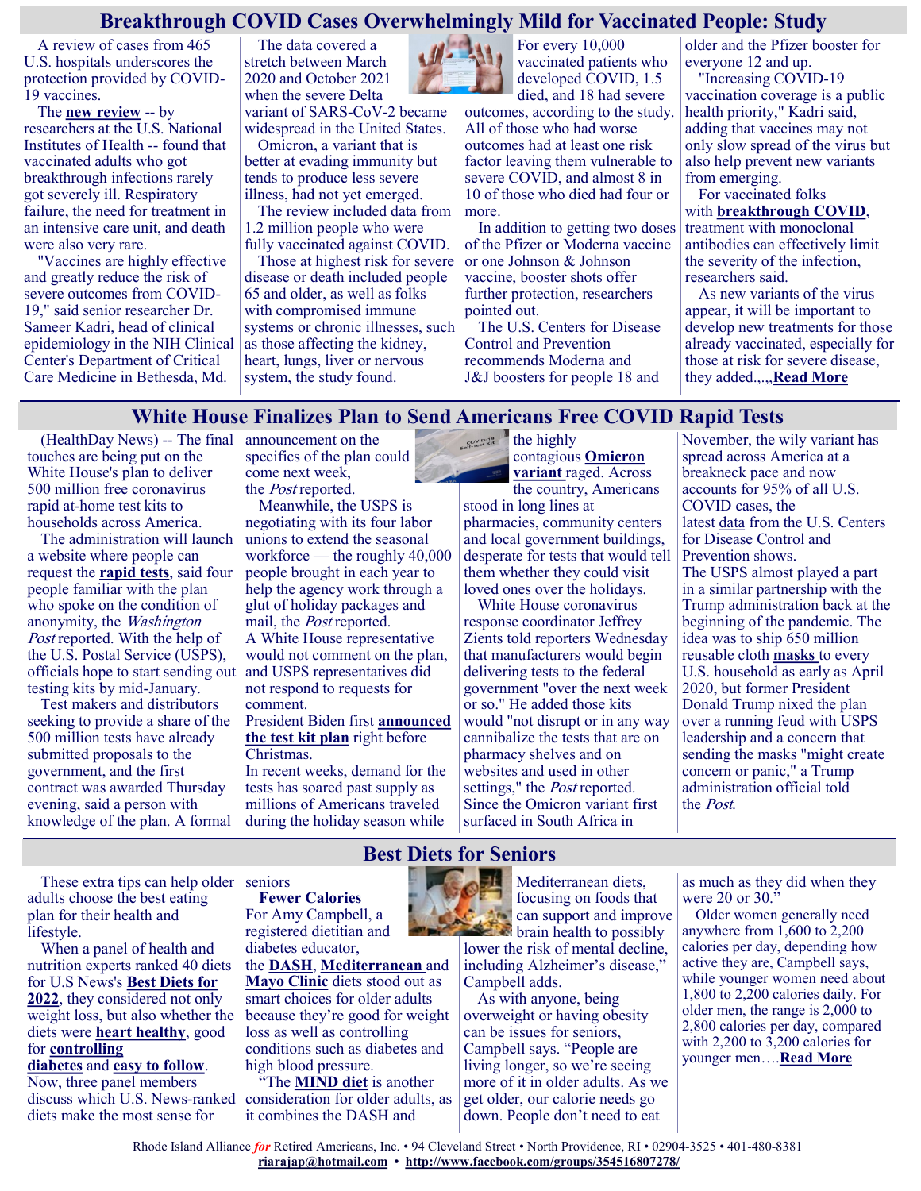## Breakthrough COVID Cases Overwhelmingly Mild for Vaccinated People: Study

A review of cases from 465 U.S. hospitals underscores the protection provided by COVID-19 vaccines.

The **new review** -- by researchers at the U.S. National Institutes of Health -- found that vaccinated adults who got breakthrough infections rarely got severely ill. Respiratory failure, the need for treatment in an intensive care unit, and death were also very rare.

"Vaccines are highly effective and greatly reduce the risk of severe outcomes from COVID-19," said senior researcher Dr. Sameer Kadri, head of clinical epidemiology in the NIH Clinical Center's Department of Critical Care Medicine in Bethesda, Md.

The data covered a stretch between March 2020 and October 2021 when the severe Delta variant of SARS-CoV-2 became widespread in the United States.

Omicron, a variant that is better at evading immunity but tends to produce less severe illness, had not yet emerged.

The review included data from 1.2 million people who were fully vaccinated against COVID.

Those at highest risk for severe disease or death included people 65 and older, as well as folks with compromised immune systems or chronic illnesses, such as those affecting the kidney, heart, lungs, liver or nervous system, the study found.

For every 10,000 vaccinated patients who developed COVID, 1.5 died, and 18 had severe outcomes, according to the study. All of those who had worse outcomes had at least one risk factor leaving them vulnerable to severe COVID, and almost 8 in 10 of those who died had four or more.

In addition to getting two doses of the Pfizer or Moderna vaccine or one Johnson & Johnson vaccine, booster shots offer further protection, researchers pointed out.

The U.S. Centers for Disease Control and Prevention recommends Moderna and J&J boosters for people 18 and older and the Pfizer booster for everyone 12 and up.

"Increasing COVID-19 vaccination coverage is a public health priority," Kadri said, adding that vaccines may not only slow spread of the virus but also help prevent new variants from emerging.

For vaccinated folks with **breakthrough COVID**, treatment with monoclonal antibodies can effectively limit the severity of the infection, researchers said.

As new variants of the virus appear, it will be important to develop new treatments for those already vaccinated, especially for those at risk for severe disease, they added.,.,.,**Read More**

## White House Finalizes Plan to Send Americans Free COVID Rapid Tests

(HealthDay News) -- The final touches are being put on the White House's plan to deliver 500 million free coronavirus rapid at-home test kits to households across America.

The administration will launch a website where people can request the **rapid tests**, said four people familiar with the plan who spoke on the condition of anonymity, the *Washington Post* reported. With the help of the U.S. Postal Service (USPS), officials hope to start sending out testing kits by mid-January.

Test makers and distributors seeking to provide a share of the 500 million tests have already submitted proposals to the government, and the first contract was awarded Thursday evening, said a person with knowledge of the plan. A formal announcement on the specifics of the plan could come next week, the *Post* reported.

Meanwhile, the USPS is negotiating with its four labor unions to extend the seasonal workforce — the roughly 40,000 people brought in each year to help the agency work through a glut of holiday packages and mail, the *Post* reported.

A White House representative would not comment on the plan, and USPS representatives did not respond to requests for comment.

President Biden first **announced the test kit plan** right before Christmas.

In recent weeks, demand for the tests has soared past supply as millions of Americans traveled during the holiday season while the highly contagious **Omicron variant** raged. Across the country, Americans stood in long lines at pharmacies, community centers and local government buildings, desperate for tests that would tell them whether they could visit loved ones over the holidays.

White House coronavirus response coordinator Jeffrey Zients told reporters Wednesday that manufacturers would begin delivering tests to the federal government "over the next week or so." He added those kits would "not disrupt or in any way cannibalize the tests that are on pharmacy shelves and on websites and used in other settings," the *Post* reported.

Since the Omicron variant first surfaced in South Africa in November, the wily variant has spread across America at a breakneck pace and now accounts for 95% of all U.S. COVID cases, the latest data from the U.S. Centers for Disease Control and Prevention shows.

The USPS almost played a part in a similar partnership with the Trump administration back at the beginning of the pandemic. The idea was to ship 650 million reusable cloth **masks** to every U.S. household as early as April 2020, but former President Donald Trump nixed the plan over a running feud with USPS leadership and a concern that sending the masks "might create concern or panic," a Trump administration official told the *Post*.

## Best Diets for Seniors

These extra tips can help older adults choose the best eating plan for their health and lifestyle.

When a panel of health and nutrition experts ranked 40 diets for U.S News's **Best Diets for 2022**, they considered not only weight loss, but also whether the diets were **heart healthy**, good for **controlling diabetes** and **easy to follow**. Now, three panel members discuss which U.S. News-ranked diets make the most sense for seniors

**Fewer Calories**

For Amy Campbell, a registered dietitian and diabetes educator, the **DASH**, **Mediterranean** and **Mayo Clinic** diets stood out as smart choices for older adults because they're good for weight loss as well as controlling conditions such as diabetes and high blood pressure.

"The **MIND diet** is another consideration for older adults, as it combines the DASH and Mediterranean diets, focusing on foods that can support and improve brain health to possibly lower the risk of mental decline, including Alzheimer's disease," Campbell adds.

As with anyone, being overweight or having obesity can be issues for seniors, Campbell says. "People are living longer, so we're seeing more of it in older adults. As we get older, our calorie needs go down. People don't need to eat as much as they did when they were 20 or 30."

Older women generally need anywhere from 1,600 to 2,200 calories per day, depending how active they are, Campbell says, while younger women need about 1,800 to 2,200 calories daily. For older men, the range is 2,000 to 2,800 calories per day, compared with 2,200 to 3,200 calories for younger men….**Read More**

Rhode Island Alliance *for* Retired Americans, Inc. • 94 Cleveland Street • North Providence, RI • 02904-3525 • 401-480-8381
**riarajap@hotmail.com** • **http://www.facebook.com/groups/354516807278/**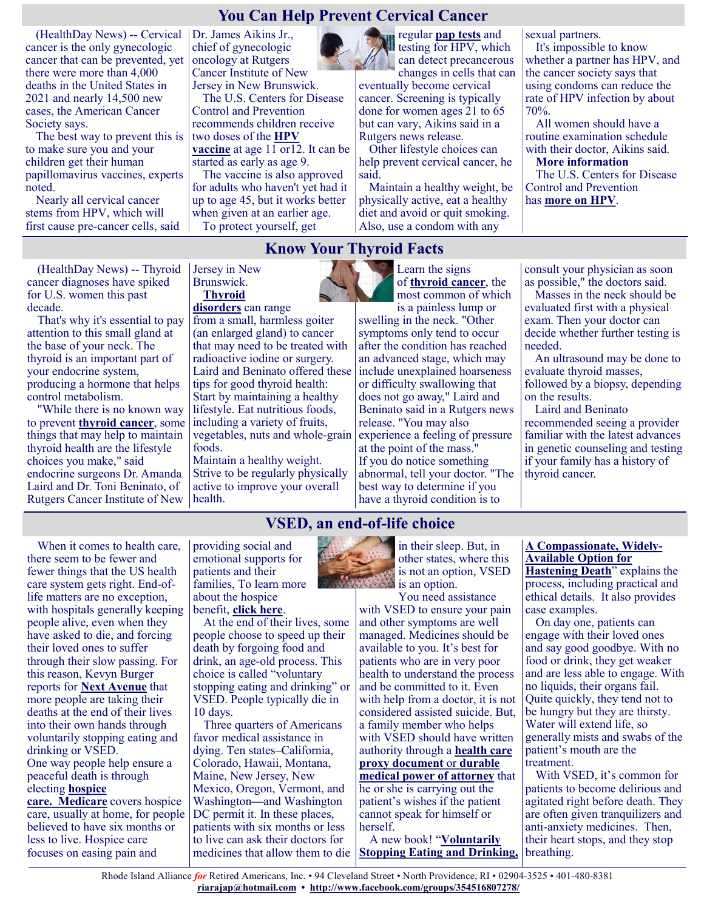## You Can Help Prevent Cervical Cancer

(HealthDay News) -- Cervical cancer is the only gynecologic cancer that can be prevented, yet there were more than 4,000 deaths in the United States in 2021 and nearly 14,500 new cases, the American Cancer Society says.

The best way to prevent this is to make sure you and your children get their human papillomavirus vaccines, experts noted.

Nearly all cervical cancer stems from HPV, which will first cause pre-cancer cells, said Dr. James Aikins Jr., chief of gynecologic oncology at Rutgers Cancer Institute of New Jersey in New Brunswick.

The U.S. Centers for Disease Control and Prevention recommends children receive two doses of the **HPV vaccine** at age 11 or12. It can be started as early as age 9.

The vaccine is also approved for adults who haven't yet had it up to age 45, but it works better when given at an earlier age.

To protect yourself, get regular **pap tests** and testing for HPV, which can detect precancerous changes in cells that can eventually become cervical cancer. Screening is typically done for women ages 21 to 65 but can vary, Aikins said in a Rutgers news release.

Other lifestyle choices can help prevent cervical cancer, he said.

Maintain a healthy weight, be physically active, eat a healthy diet and avoid or quit smoking. Also, use a condom with any sexual partners.

It's impossible to know whether a partner has HPV, and the cancer society says that using condoms can reduce the rate of HPV infection by about 70%.

All women should have a routine examination schedule with their doctor, Aikins said.

**More information**

The U.S. Centers for Disease Control and Prevention has **more on HPV**.

## Know Your Thyroid Facts

(HealthDay News) -- Thyroid cancer diagnoses have spiked for U.S. women this past decade.

That's why it's essential to pay attention to this small gland at the base of your neck. The thyroid is an important part of your endocrine system, producing a hormone that helps control metabolism.

"While there is no known way to prevent **thyroid cancer**, some things that may help to maintain thyroid health are the lifestyle choices you make," said endocrine surgeons Dr. Amanda Laird and Dr. Toni Beninato, of Rutgers Cancer Institute of New Jersey in New Brunswick.

**Thyroid disorders** can range from a small, harmless goiter (an enlarged gland) to cancer that may need to be treated with radioactive iodine or surgery.

Laird and Beninato offered these tips for good thyroid health: Start by maintaining a healthy lifestyle. Eat nutritious foods, including a variety of fruits, vegetables, nuts and whole-grain foods.

Maintain a healthy weight.

Strive to be regularly physically active to improve your overall health.

Learn the signs of **thyroid cancer**, the most common of which is a painless lump or swelling in the neck. "Other symptoms only tend to occur after the condition has reached an advanced stage, which may include unexplained hoarseness or difficulty swallowing that does not go away," Laird and Beninato said in a Rutgers news release. "You may also experience a feeling of pressure at the point of the mass."

If you do notice something abnormal, tell your doctor. "The best way to determine if you have a thyroid condition is to consult your physician as soon as possible," the doctors said.

Masses in the neck should be evaluated first with a physical exam. Then your doctor can decide whether further testing is needed.

An ultrasound may be done to evaluate thyroid masses, followed by a biopsy, depending on the results.

Laird and Beninato recommended seeing a provider familiar with the latest advances in genetic counseling and testing if your family has a history of thyroid cancer.

## VSED, an end-of-life choice

When it comes to health care, there seem to be fewer and fewer things that the US health care system gets right. End-of-life matters are no exception, with hospitals generally keeping people alive, even when they have asked to die, and forcing their loved ones to suffer through their slow passing. For this reason, Kevyn Burger reports for **Next Avenue** that more people are taking their deaths at the end of their lives into their own hands through voluntarily stopping eating and drinking or VSED.

One way people help ensure a peaceful death is through electing **hospice care. Medicare** covers hospice care, usually at home, for people believed to have six months or less to live. Hospice care focuses on easing pain and providing social and emotional supports for patients and their families, To learn more about the hospice benefit, **click here**.

At the end of their lives, some people choose to speed up their death by forgoing food and drink, an age-old process. This choice is called "voluntary stopping eating and drinking" or VSED. People typically die in 10 days.

Three quarters of Americans favor medical assistance in dying. Ten states–California, Colorado, Hawaii, Montana, Maine, New Jersey, New Mexico, Oregon, Vermont, and Washington—and Washington DC permit it. In these places, patients with six months or less to live can ask their doctors for medicines that allow them to die in their sleep. But, in other states, where this is not an option, VSED is an option.

You need assistance with VSED to ensure your pain and other symptoms are well managed. Medicines should be available to you. It's best for patients who are in very poor health to understand the process and be committed to it. Even with help from a doctor, it is not considered assisted suicide. But, a family member who helps with VSED should have written authority through a **health care proxy document** or **durable medical power of attorney** that he or she is carrying out the patient's wishes if the patient cannot speak for himself or herself.

A new book! "**Voluntarily Stopping Eating and Drinking, A Compassionate, Widely-Available Option for Hastening Death**" explains the process, including practical and ethical details. It also provides case examples.

On day one, patients can engage with their loved ones and say good goodbye. With no food or drink, they get weaker and are less able to engage. With no liquids, their organs fail. Quite quickly, they tend not to be hungry but they are thirsty. Water will extend life, so generally mists and swabs of the patient's mouth are the treatment.

With VSED, it's common for patients to become delirious and agitated right before death. They are often given tranquilizers and anti-anxiety medicines. Then, their heart stops, and they stop breathing.

Rhode Island Alliance *for* Retired Americans, Inc. • 94 Cleveland Street • North Providence, RI • 02904-3525 • 401-480-8381
**riarajap@hotmail.com** • **http://www.facebook.com/groups/354516807278/**